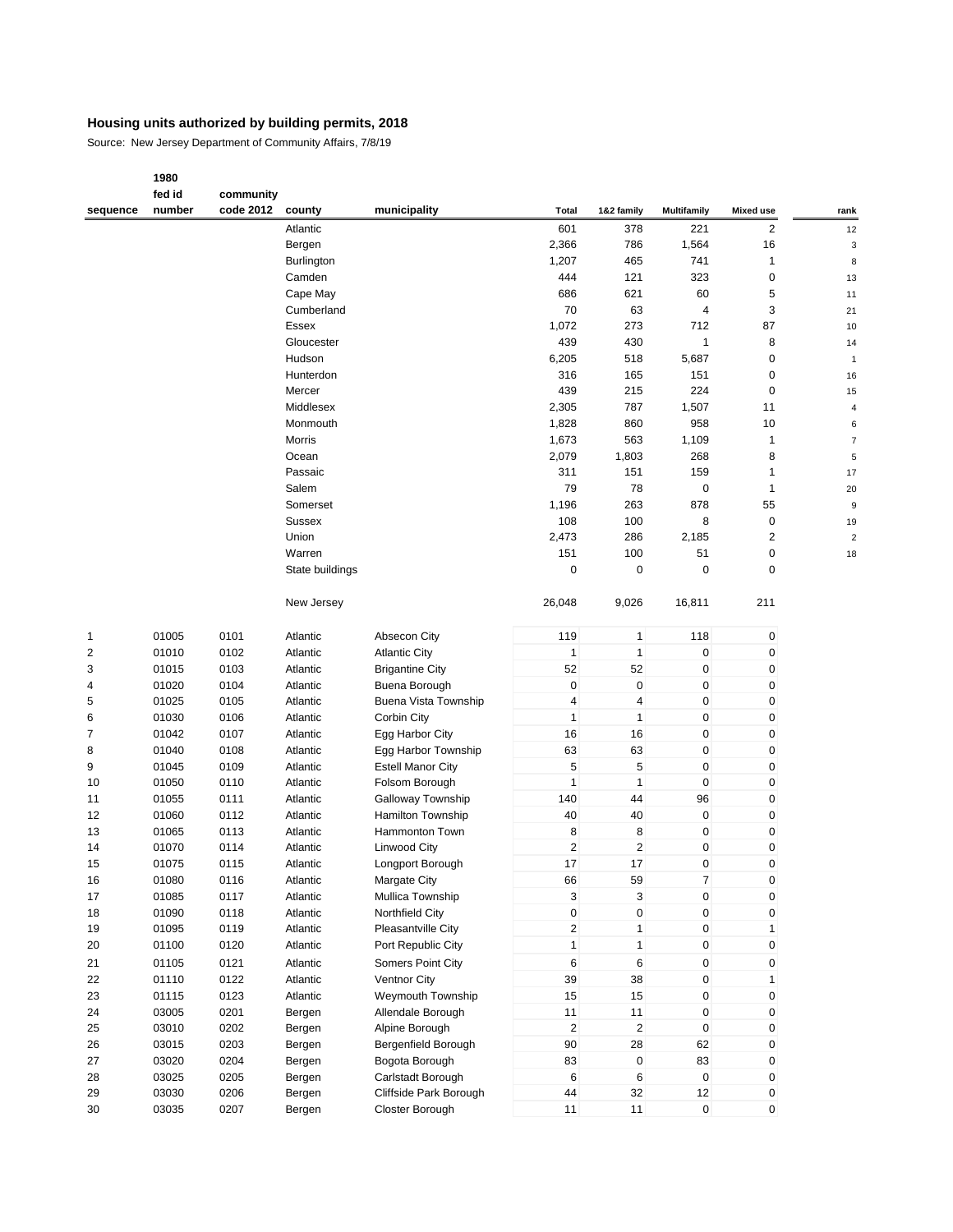**Housing units authorized by building permits, 2018**

Source: New Jersey Department of Community Affairs, 7/8/19

| sequence | 1980 fed id number | community code 2012 | county | municipality | Total | 1&2 family | Multifamily | Mixed use | rank |
|---|---|---|---|---|---|---|---|---|---|
| | | | Atlantic | | 601 | 378 | 221 | 2 | 12 |
| | | | Bergen | | 2,366 | 786 | 1,564 | 16 | 3 |
| | | | Burlington | | 1,207 | 465 | 741 | 1 | 8 |
| | | | Camden | | 444 | 121 | 323 | 0 | 13 |
| | | | Cape May | | 686 | 621 | 60 | 5 | 11 |
| | | | Cumberland | | 70 | 63 | 4 | 3 | 21 |
| | | | Essex | | 1,072 | 273 | 712 | 87 | 10 |
| | | | Gloucester | | 439 | 430 | 1 | 8 | 14 |
| | | | Hudson | | 6,205 | 518 | 5,687 | 0 | 1 |
| | | | Hunterdon | | 316 | 165 | 151 | 0 | 16 |
| | | | Mercer | | 439 | 215 | 224 | 0 | 15 |
| | | | Middlesex | | 2,305 | 787 | 1,507 | 11 | 4 |
| | | | Monmouth | | 1,828 | 860 | 958 | 10 | 6 |
| | | | Morris | | 1,673 | 563 | 1,109 | 1 | 7 |
| | | | Ocean | | 2,079 | 1,803 | 268 | 8 | 5 |
| | | | Passaic | | 311 | 151 | 159 | 1 | 17 |
| | | | Salem | | 79 | 78 | 0 | 1 | 20 |
| | | | Somerset | | 1,196 | 263 | 878 | 55 | 9 |
| | | | Sussex | | 108 | 100 | 8 | 0 | 19 |
| | | | Union | | 2,473 | 286 | 2,185 | 2 | 2 |
| | | | Warren | | 151 | 100 | 51 | 0 | 18 |
| | | | State buildings | | 0 | 0 | 0 | 0 | |
| | | | New Jersey | | 26,048 | 9,026 | 16,811 | 211 | |
| 1 | 01005 | 0101 | Atlantic | Absecon City | 119 | 1 | 118 | 0 | |
| 2 | 01010 | 0102 | Atlantic | Atlantic City | 1 | 1 | 0 | 0 | |
| 3 | 01015 | 0103 | Atlantic | Brigantine City | 52 | 52 | 0 | 0 | |
| 4 | 01020 | 0104 | Atlantic | Buena Borough | 0 | 0 | 0 | 0 | |
| 5 | 01025 | 0105 | Atlantic | Buena Vista Township | 4 | 4 | 0 | 0 | |
| 6 | 01030 | 0106 | Atlantic | Corbin City | 1 | 1 | 0 | 0 | |
| 7 | 01042 | 0107 | Atlantic | Egg Harbor City | 16 | 16 | 0 | 0 | |
| 8 | 01040 | 0108 | Atlantic | Egg Harbor Township | 63 | 63 | 0 | 0 | |
| 9 | 01045 | 0109 | Atlantic | Estell Manor City | 5 | 5 | 0 | 0 | |
| 10 | 01050 | 0110 | Atlantic | Folsom Borough | 1 | 1 | 0 | 0 | |
| 11 | 01055 | 0111 | Atlantic | Galloway Township | 140 | 44 | 96 | 0 | |
| 12 | 01060 | 0112 | Atlantic | Hamilton Township | 40 | 40 | 0 | 0 | |
| 13 | 01065 | 0113 | Atlantic | Hammonton Town | 8 | 8 | 0 | 0 | |
| 14 | 01070 | 0114 | Atlantic | Linwood City | 2 | 2 | 0 | 0 | |
| 15 | 01075 | 0115 | Atlantic | Longport Borough | 17 | 17 | 0 | 0 | |
| 16 | 01080 | 0116 | Atlantic | Margate City | 66 | 59 | 7 | 0 | |
| 17 | 01085 | 0117 | Atlantic | Mullica Township | 3 | 3 | 0 | 0 | |
| 18 | 01090 | 0118 | Atlantic | Northfield City | 0 | 0 | 0 | 0 | |
| 19 | 01095 | 0119 | Atlantic | Pleasantville City | 2 | 1 | 0 | 1 | |
| 20 | 01100 | 0120 | Atlantic | Port Republic City | 1 | 1 | 0 | 0 | |
| 21 | 01105 | 0121 | Atlantic | Somers Point City | 6 | 6 | 0 | 0 | |
| 22 | 01110 | 0122 | Atlantic | Ventnor City | 39 | 38 | 0 | 1 | |
| 23 | 01115 | 0123 | Atlantic | Weymouth Township | 15 | 15 | 0 | 0 | |
| 24 | 03005 | 0201 | Bergen | Allendale Borough | 11 | 11 | 0 | 0 | |
| 25 | 03010 | 0202 | Bergen | Alpine Borough | 2 | 2 | 0 | 0 | |
| 26 | 03015 | 0203 | Bergen | Bergenfield Borough | 90 | 28 | 62 | 0 | |
| 27 | 03020 | 0204 | Bergen | Bogota Borough | 83 | 0 | 83 | 0 | |
| 28 | 03025 | 0205 | Bergen | Carlstadt Borough | 6 | 6 | 0 | 0 | |
| 29 | 03030 | 0206 | Bergen | Cliffside Park Borough | 44 | 32 | 12 | 0 | |
| 30 | 03035 | 0207 | Bergen | Closter Borough | 11 | 11 | 0 | 0 | |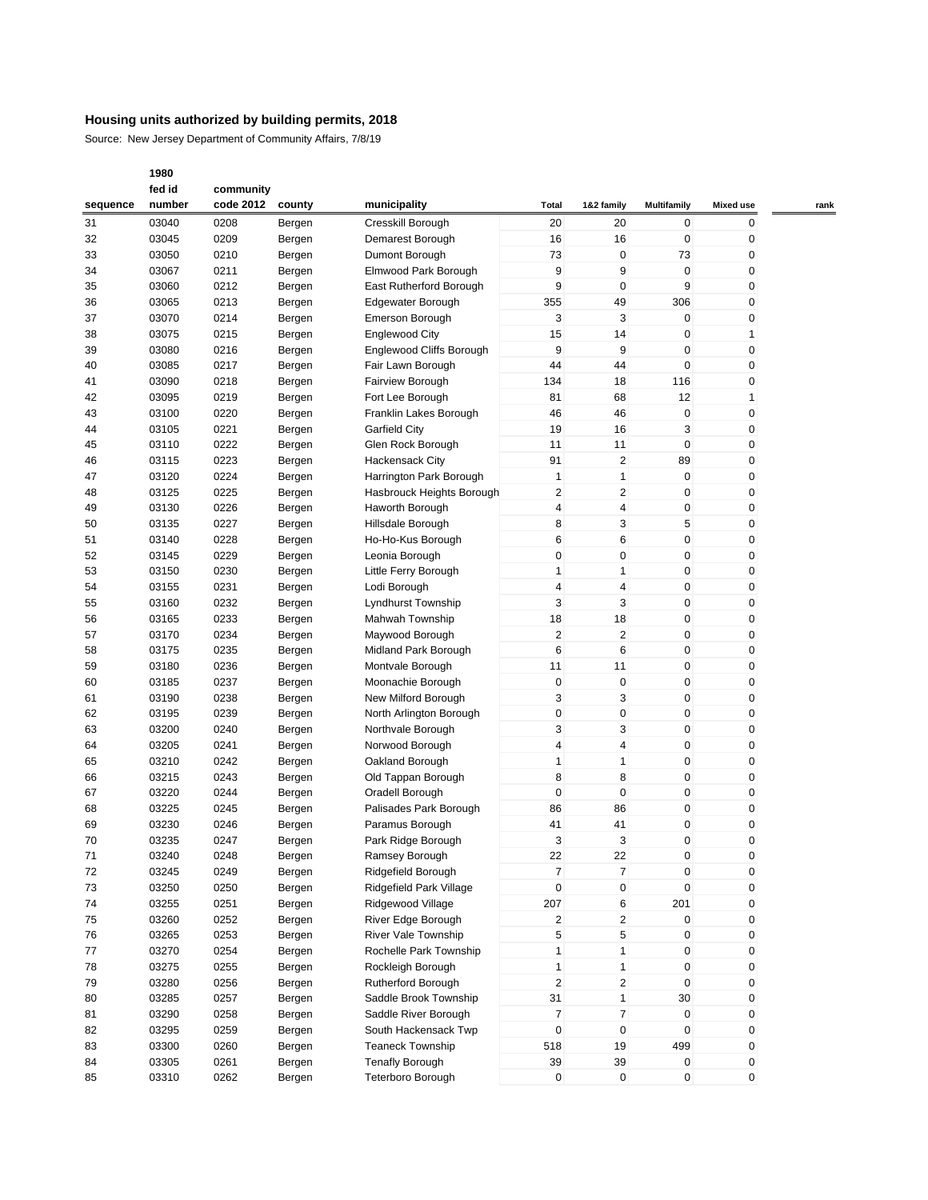## Housing units authorized by building permits, 2018

Source: New Jersey Department of Community Affairs, 7/8/19

| sequence | 1980 fed id number | community code 2012 | county | municipality | Total | 1&2 family | Multifamily | Mixed use | rank |
|---|---|---|---|---|---|---|---|---|---|
| 31 | 03040 | 0208 | Bergen | Cresskill Borough | 20 | 20 | 0 | 0 | |
| 32 | 03045 | 0209 | Bergen | Demarest Borough | 16 | 16 | 0 | 0 | |
| 33 | 03050 | 0210 | Bergen | Dumont Borough | 73 | 0 | 73 | 0 | |
| 34 | 03067 | 0211 | Bergen | Elmwood Park Borough | 9 | 9 | 0 | 0 | |
| 35 | 03060 | 0212 | Bergen | East Rutherford Borough | 9 | 0 | 9 | 0 | |
| 36 | 03065 | 0213 | Bergen | Edgewater Borough | 355 | 49 | 306 | 0 | |
| 37 | 03070 | 0214 | Bergen | Emerson Borough | 3 | 3 | 0 | 0 | |
| 38 | 03075 | 0215 | Bergen | Englewood City | 15 | 14 | 0 | 1 | |
| 39 | 03080 | 0216 | Bergen | Englewood Cliffs Borough | 9 | 9 | 0 | 0 | |
| 40 | 03085 | 0217 | Bergen | Fair Lawn Borough | 44 | 44 | 0 | 0 | |
| 41 | 03090 | 0218 | Bergen | Fairview Borough | 134 | 18 | 116 | 0 | |
| 42 | 03095 | 0219 | Bergen | Fort Lee Borough | 81 | 68 | 12 | 1 | |
| 43 | 03100 | 0220 | Bergen | Franklin Lakes Borough | 46 | 46 | 0 | 0 | |
| 44 | 03105 | 0221 | Bergen | Garfield City | 19 | 16 | 3 | 0 | |
| 45 | 03110 | 0222 | Bergen | Glen Rock Borough | 11 | 11 | 0 | 0 | |
| 46 | 03115 | 0223 | Bergen | Hackensack City | 91 | 2 | 89 | 0 | |
| 47 | 03120 | 0224 | Bergen | Harrington Park Borough | 1 | 1 | 0 | 0 | |
| 48 | 03125 | 0225 | Bergen | Hasbrouck Heights Borough | 2 | 2 | 0 | 0 | |
| 49 | 03130 | 0226 | Bergen | Haworth Borough | 4 | 4 | 0 | 0 | |
| 50 | 03135 | 0227 | Bergen | Hillsdale Borough | 8 | 3 | 5 | 0 | |
| 51 | 03140 | 0228 | Bergen | Ho-Ho-Kus Borough | 6 | 6 | 0 | 0 | |
| 52 | 03145 | 0229 | Bergen | Leonia Borough | 0 | 0 | 0 | 0 | |
| 53 | 03150 | 0230 | Bergen | Little Ferry Borough | 1 | 1 | 0 | 0 | |
| 54 | 03155 | 0231 | Bergen | Lodi Borough | 4 | 4 | 0 | 0 | |
| 55 | 03160 | 0232 | Bergen | Lyndhurst Township | 3 | 3 | 0 | 0 | |
| 56 | 03165 | 0233 | Bergen | Mahwah Township | 18 | 18 | 0 | 0 | |
| 57 | 03170 | 0234 | Bergen | Maywood Borough | 2 | 2 | 0 | 0 | |
| 58 | 03175 | 0235 | Bergen | Midland Park Borough | 6 | 6 | 0 | 0 | |
| 59 | 03180 | 0236 | Bergen | Montvale Borough | 11 | 11 | 0 | 0 | |
| 60 | 03185 | 0237 | Bergen | Moonachie Borough | 0 | 0 | 0 | 0 | |
| 61 | 03190 | 0238 | Bergen | New Milford Borough | 3 | 3 | 0 | 0 | |
| 62 | 03195 | 0239 | Bergen | North Arlington Borough | 0 | 0 | 0 | 0 | |
| 63 | 03200 | 0240 | Bergen | Northvale Borough | 3 | 3 | 0 | 0 | |
| 64 | 03205 | 0241 | Bergen | Norwood Borough | 4 | 4 | 0 | 0 | |
| 65 | 03210 | 0242 | Bergen | Oakland Borough | 1 | 1 | 0 | 0 | |
| 66 | 03215 | 0243 | Bergen | Old Tappan Borough | 8 | 8 | 0 | 0 | |
| 67 | 03220 | 0244 | Bergen | Oradell Borough | 0 | 0 | 0 | 0 | |
| 68 | 03225 | 0245 | Bergen | Palisades Park Borough | 86 | 86 | 0 | 0 | |
| 69 | 03230 | 0246 | Bergen | Paramus Borough | 41 | 41 | 0 | 0 | |
| 70 | 03235 | 0247 | Bergen | Park Ridge Borough | 3 | 3 | 0 | 0 | |
| 71 | 03240 | 0248 | Bergen | Ramsey Borough | 22 | 22 | 0 | 0 | |
| 72 | 03245 | 0249 | Bergen | Ridgefield Borough | 7 | 7 | 0 | 0 | |
| 73 | 03250 | 0250 | Bergen | Ridgefield Park Village | 0 | 0 | 0 | 0 | |
| 74 | 03255 | 0251 | Bergen | Ridgewood Village | 207 | 6 | 201 | 0 | |
| 75 | 03260 | 0252 | Bergen | River Edge Borough | 2 | 2 | 0 | 0 | |
| 76 | 03265 | 0253 | Bergen | River Vale Township | 5 | 5 | 0 | 0 | |
| 77 | 03270 | 0254 | Bergen | Rochelle Park Township | 1 | 1 | 0 | 0 | |
| 78 | 03275 | 0255 | Bergen | Rockleigh Borough | 1 | 1 | 0 | 0 | |
| 79 | 03280 | 0256 | Bergen | Rutherford Borough | 2 | 2 | 0 | 0 | |
| 80 | 03285 | 0257 | Bergen | Saddle Brook Township | 31 | 1 | 30 | 0 | |
| 81 | 03290 | 0258 | Bergen | Saddle River Borough | 7 | 7 | 0 | 0 | |
| 82 | 03295 | 0259 | Bergen | South Hackensack Twp | 0 | 0 | 0 | 0 | |
| 83 | 03300 | 0260 | Bergen | Teaneck Township | 518 | 19 | 499 | 0 | |
| 84 | 03305 | 0261 | Bergen | Tenafly Borough | 39 | 39 | 0 | 0 | |
| 85 | 03310 | 0262 | Bergen | Teterboro Borough | 0 | 0 | 0 | 0 | |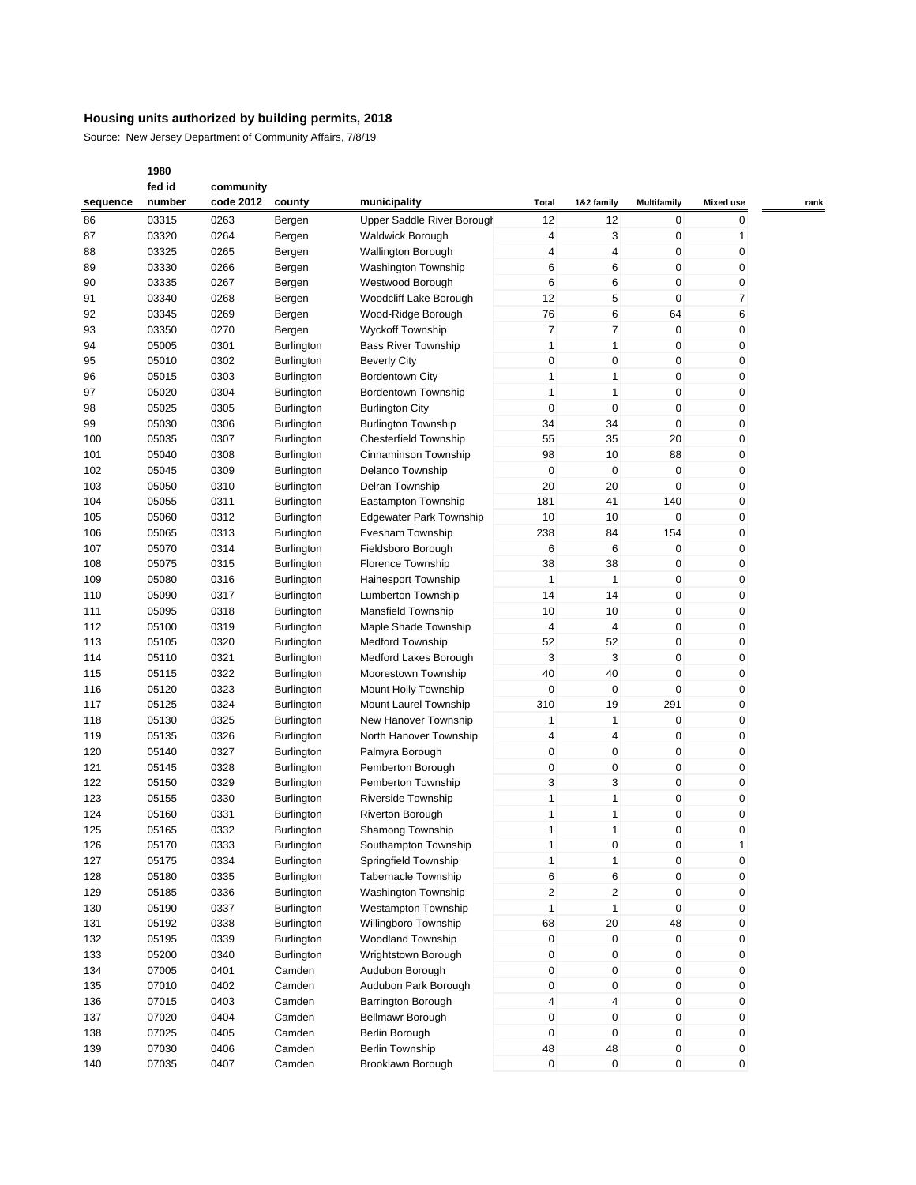## Housing units authorized by building permits, 2018

Source: New Jersey Department of Community Affairs, 7/8/19

| sequence | 1980 fed id number | community code 2012 | county | municipality | Total | 1&2 family | Multifamily | Mixed use | rank |
|---|---|---|---|---|---|---|---|---|---|
| 86 | 03315 | 0263 | Bergen | Upper Saddle River Borough | 12 | 12 | 0 | 0 | |
| 87 | 03320 | 0264 | Bergen | Waldwick Borough | 4 | 3 | 0 | 1 | |
| 88 | 03325 | 0265 | Bergen | Wallington Borough | 4 | 4 | 0 | 0 | |
| 89 | 03330 | 0266 | Bergen | Washington Township | 6 | 6 | 0 | 0 | |
| 90 | 03335 | 0267 | Bergen | Westwood Borough | 6 | 6 | 0 | 0 | |
| 91 | 03340 | 0268 | Bergen | Woodcliff Lake Borough | 12 | 5 | 0 | 7 | |
| 92 | 03345 | 0269 | Bergen | Wood-Ridge Borough | 76 | 6 | 64 | 6 | |
| 93 | 03350 | 0270 | Bergen | Wyckoff Township | 7 | 7 | 0 | 0 | |
| 94 | 05005 | 0301 | Burlington | Bass River Township | 1 | 1 | 0 | 0 | |
| 95 | 05010 | 0302 | Burlington | Beverly City | 0 | 0 | 0 | 0 | |
| 96 | 05015 | 0303 | Burlington | Bordentown City | 1 | 1 | 0 | 0 | |
| 97 | 05020 | 0304 | Burlington | Bordentown Township | 1 | 1 | 0 | 0 | |
| 98 | 05025 | 0305 | Burlington | Burlington City | 0 | 0 | 0 | 0 | |
| 99 | 05030 | 0306 | Burlington | Burlington Township | 34 | 34 | 0 | 0 | |
| 100 | 05035 | 0307 | Burlington | Chesterfield Township | 55 | 35 | 20 | 0 | |
| 101 | 05040 | 0308 | Burlington | Cinnaminson Township | 98 | 10 | 88 | 0 | |
| 102 | 05045 | 0309 | Burlington | Delanco Township | 0 | 0 | 0 | 0 | |
| 103 | 05050 | 0310 | Burlington | Delran Township | 20 | 20 | 0 | 0 | |
| 104 | 05055 | 0311 | Burlington | Eastampton Township | 181 | 41 | 140 | 0 | |
| 105 | 05060 | 0312 | Burlington | Edgewater Park Township | 10 | 10 | 0 | 0 | |
| 106 | 05065 | 0313 | Burlington | Evesham Township | 238 | 84 | 154 | 0 | |
| 107 | 05070 | 0314 | Burlington | Fieldsboro Borough | 6 | 6 | 0 | 0 | |
| 108 | 05075 | 0315 | Burlington | Florence Township | 38 | 38 | 0 | 0 | |
| 109 | 05080 | 0316 | Burlington | Hainesport Township | 1 | 1 | 0 | 0 | |
| 110 | 05090 | 0317 | Burlington | Lumberton Township | 14 | 14 | 0 | 0 | |
| 111 | 05095 | 0318 | Burlington | Mansfield Township | 10 | 10 | 0 | 0 | |
| 112 | 05100 | 0319 | Burlington | Maple Shade Township | 4 | 4 | 0 | 0 | |
| 113 | 05105 | 0320 | Burlington | Medford Township | 52 | 52 | 0 | 0 | |
| 114 | 05110 | 0321 | Burlington | Medford Lakes Borough | 3 | 3 | 0 | 0 | |
| 115 | 05115 | 0322 | Burlington | Moorestown Township | 40 | 40 | 0 | 0 | |
| 116 | 05120 | 0323 | Burlington | Mount Holly Township | 0 | 0 | 0 | 0 | |
| 117 | 05125 | 0324 | Burlington | Mount Laurel Township | 310 | 19 | 291 | 0 | |
| 118 | 05130 | 0325 | Burlington | New Hanover Township | 1 | 1 | 0 | 0 | |
| 119 | 05135 | 0326 | Burlington | North Hanover Township | 4 | 4 | 0 | 0 | |
| 120 | 05140 | 0327 | Burlington | Palmyra Borough | 0 | 0 | 0 | 0 | |
| 121 | 05145 | 0328 | Burlington | Pemberton Borough | 0 | 0 | 0 | 0 | |
| 122 | 05150 | 0329 | Burlington | Pemberton Township | 3 | 3 | 0 | 0 | |
| 123 | 05155 | 0330 | Burlington | Riverside Township | 1 | 1 | 0 | 0 | |
| 124 | 05160 | 0331 | Burlington | Riverton Borough | 1 | 1 | 0 | 0 | |
| 125 | 05165 | 0332 | Burlington | Shamong Township | 1 | 1 | 0 | 0 | |
| 126 | 05170 | 0333 | Burlington | Southampton Township | 1 | 0 | 0 | 1 | |
| 127 | 05175 | 0334 | Burlington | Springfield Township | 1 | 1 | 0 | 0 | |
| 128 | 05180 | 0335 | Burlington | Tabernacle Township | 6 | 6 | 0 | 0 | |
| 129 | 05185 | 0336 | Burlington | Washington Township | 2 | 2 | 0 | 0 | |
| 130 | 05190 | 0337 | Burlington | Westampton Township | 1 | 1 | 0 | 0 | |
| 131 | 05192 | 0338 | Burlington | Willingboro Township | 68 | 20 | 48 | 0 | |
| 132 | 05195 | 0339 | Burlington | Woodland Township | 0 | 0 | 0 | 0 | |
| 133 | 05200 | 0340 | Burlington | Wrightstown Borough | 0 | 0 | 0 | 0 | |
| 134 | 07005 | 0401 | Camden | Audubon Borough | 0 | 0 | 0 | 0 | |
| 135 | 07010 | 0402 | Camden | Audubon Park Borough | 0 | 0 | 0 | 0 | |
| 136 | 07015 | 0403 | Camden | Barrington Borough | 4 | 4 | 0 | 0 | |
| 137 | 07020 | 0404 | Camden | Bellmawr Borough | 0 | 0 | 0 | 0 | |
| 138 | 07025 | 0405 | Camden | Berlin Borough | 0 | 0 | 0 | 0 | |
| 139 | 07030 | 0406 | Camden | Berlin Township | 48 | 48 | 0 | 0 | |
| 140 | 07035 | 0407 | Camden | Brooklawn Borough | 0 | 0 | 0 | 0 | |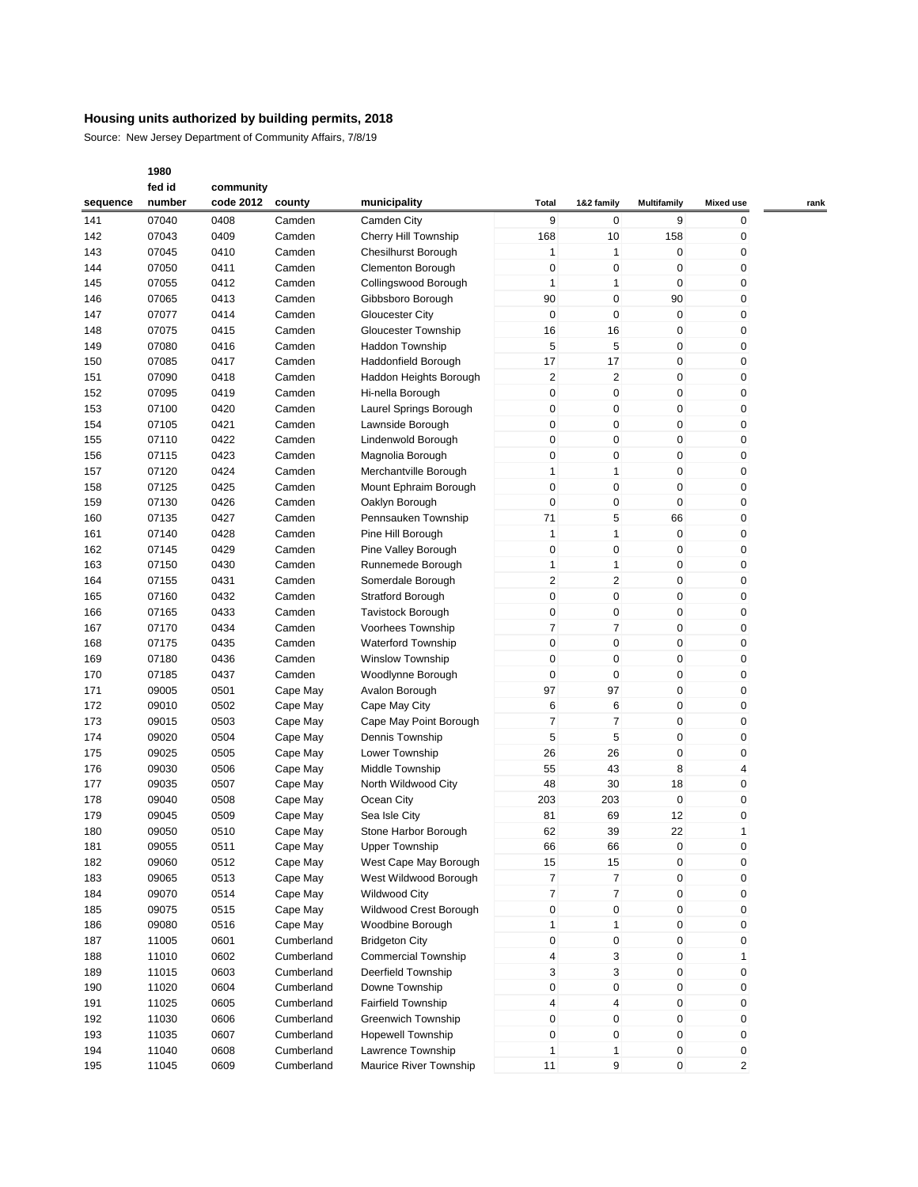## Housing units authorized by building permits, 2018

Source: New Jersey Department of Community Affairs, 7/8/19

| sequence | 1980 fed id number | community code 2012 | county | municipality | Total | 1&2 family | Multifamily | Mixed use | rank |
|---|---|---|---|---|---|---|---|---|---|
| 141 | 07040 | 0408 | Camden | Camden City | 9 | 0 | 9 | 0 | |
| 142 | 07043 | 0409 | Camden | Cherry Hill Township | 168 | 10 | 158 | 0 | |
| 143 | 07045 | 0410 | Camden | Chesilhurst Borough | 1 | 1 | 0 | 0 | |
| 144 | 07050 | 0411 | Camden | Clementon Borough | 0 | 0 | 0 | 0 | |
| 145 | 07055 | 0412 | Camden | Collingswood Borough | 1 | 1 | 0 | 0 | |
| 146 | 07065 | 0413 | Camden | Gibbsboro Borough | 90 | 0 | 90 | 0 | |
| 147 | 07077 | 0414 | Camden | Gloucester City | 0 | 0 | 0 | 0 | |
| 148 | 07075 | 0415 | Camden | Gloucester Township | 16 | 16 | 0 | 0 | |
| 149 | 07080 | 0416 | Camden | Haddon Township | 5 | 5 | 0 | 0 | |
| 150 | 07085 | 0417 | Camden | Haddonfield Borough | 17 | 17 | 0 | 0 | |
| 151 | 07090 | 0418 | Camden | Haddon Heights Borough | 2 | 2 | 0 | 0 | |
| 152 | 07095 | 0419 | Camden | Hi-nella Borough | 0 | 0 | 0 | 0 | |
| 153 | 07100 | 0420 | Camden | Laurel Springs Borough | 0 | 0 | 0 | 0 | |
| 154 | 07105 | 0421 | Camden | Lawnside Borough | 0 | 0 | 0 | 0 | |
| 155 | 07110 | 0422 | Camden | Lindenwold Borough | 0 | 0 | 0 | 0 | |
| 156 | 07115 | 0423 | Camden | Magnolia Borough | 0 | 0 | 0 | 0 | |
| 157 | 07120 | 0424 | Camden | Merchantville Borough | 1 | 1 | 0 | 0 | |
| 158 | 07125 | 0425 | Camden | Mount Ephraim Borough | 0 | 0 | 0 | 0 | |
| 159 | 07130 | 0426 | Camden | Oaklyn Borough | 0 | 0 | 0 | 0 | |
| 160 | 07135 | 0427 | Camden | Pennsauken Township | 71 | 5 | 66 | 0 | |
| 161 | 07140 | 0428 | Camden | Pine Hill Borough | 1 | 1 | 0 | 0 | |
| 162 | 07145 | 0429 | Camden | Pine Valley Borough | 0 | 0 | 0 | 0 | |
| 163 | 07150 | 0430 | Camden | Runnemede Borough | 1 | 1 | 0 | 0 | |
| 164 | 07155 | 0431 | Camden | Somerdale Borough | 2 | 2 | 0 | 0 | |
| 165 | 07160 | 0432 | Camden | Stratford Borough | 0 | 0 | 0 | 0 | |
| 166 | 07165 | 0433 | Camden | Tavistock Borough | 0 | 0 | 0 | 0 | |
| 167 | 07170 | 0434 | Camden | Voorhees Township | 7 | 7 | 0 | 0 | |
| 168 | 07175 | 0435 | Camden | Waterford Township | 0 | 0 | 0 | 0 | |
| 169 | 07180 | 0436 | Camden | Winslow Township | 0 | 0 | 0 | 0 | |
| 170 | 07185 | 0437 | Camden | Woodlynne Borough | 0 | 0 | 0 | 0 | |
| 171 | 09005 | 0501 | Cape May | Avalon Borough | 97 | 97 | 0 | 0 | |
| 172 | 09010 | 0502 | Cape May | Cape May City | 6 | 6 | 0 | 0 | |
| 173 | 09015 | 0503 | Cape May | Cape May Point Borough | 7 | 7 | 0 | 0 | |
| 174 | 09020 | 0504 | Cape May | Dennis Township | 5 | 5 | 0 | 0 | |
| 175 | 09025 | 0505 | Cape May | Lower Township | 26 | 26 | 0 | 0 | |
| 176 | 09030 | 0506 | Cape May | Middle Township | 55 | 43 | 8 | 4 | |
| 177 | 09035 | 0507 | Cape May | North Wildwood City | 48 | 30 | 18 | 0 | |
| 178 | 09040 | 0508 | Cape May | Ocean City | 203 | 203 | 0 | 0 | |
| 179 | 09045 | 0509 | Cape May | Sea Isle City | 81 | 69 | 12 | 0 | |
| 180 | 09050 | 0510 | Cape May | Stone Harbor Borough | 62 | 39 | 22 | 1 | |
| 181 | 09055 | 0511 | Cape May | Upper Township | 66 | 66 | 0 | 0 | |
| 182 | 09060 | 0512 | Cape May | West Cape May Borough | 15 | 15 | 0 | 0 | |
| 183 | 09065 | 0513 | Cape May | West Wildwood Borough | 7 | 7 | 0 | 0 | |
| 184 | 09070 | 0514 | Cape May | Wildwood City | 7 | 7 | 0 | 0 | |
| 185 | 09075 | 0515 | Cape May | Wildwood Crest Borough | 0 | 0 | 0 | 0 | |
| 186 | 09080 | 0516 | Cape May | Woodbine Borough | 1 | 1 | 0 | 0 | |
| 187 | 11005 | 0601 | Cumberland | Bridgeton City | 0 | 0 | 0 | 0 | |
| 188 | 11010 | 0602 | Cumberland | Commercial Township | 4 | 3 | 0 | 1 | |
| 189 | 11015 | 0603 | Cumberland | Deerfield Township | 3 | 3 | 0 | 0 | |
| 190 | 11020 | 0604 | Cumberland | Downe Township | 0 | 0 | 0 | 0 | |
| 191 | 11025 | 0605 | Cumberland | Fairfield Township | 4 | 4 | 0 | 0 | |
| 192 | 11030 | 0606 | Cumberland | Greenwich Township | 0 | 0 | 0 | 0 | |
| 193 | 11035 | 0607 | Cumberland | Hopewell Township | 0 | 0 | 0 | 0 | |
| 194 | 11040 | 0608 | Cumberland | Lawrence Township | 1 | 1 | 0 | 0 | |
| 195 | 11045 | 0609 | Cumberland | Maurice River Township | 11 | 9 | 0 | 2 | |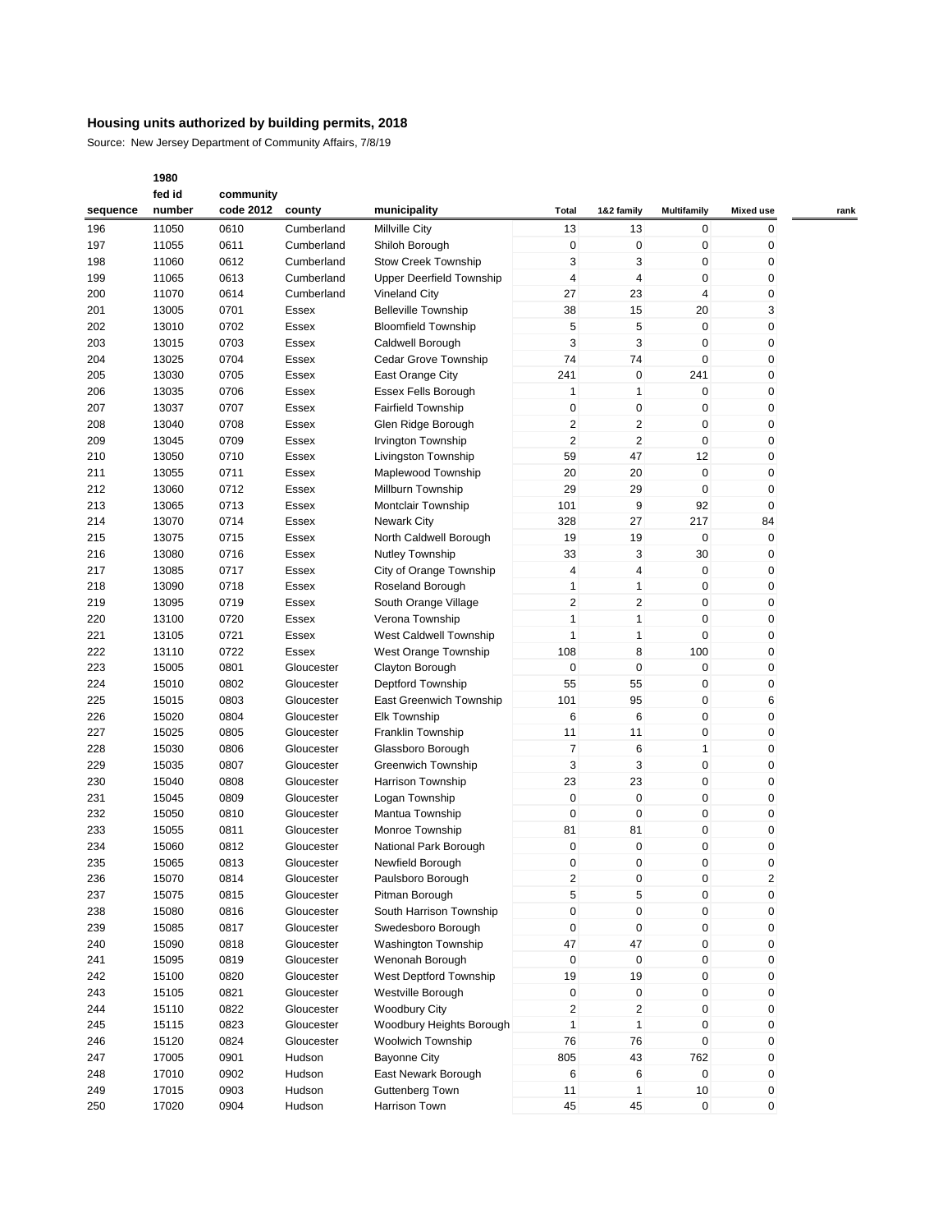## Housing units authorized by building permits, 2018

Source: New Jersey Department of Community Affairs, 7/8/19

| sequence | 1980 fed id number | community code 2012 | county | municipality | Total | 1&2 family | Multifamily | Mixed use | rank |
|---|---|---|---|---|---|---|---|---|---|
| 196 | 11050 | 0610 | Cumberland | Millville City | 13 | 13 | 0 | 0 | |
| 197 | 11055 | 0611 | Cumberland | Shiloh Borough | 0 | 0 | 0 | 0 | |
| 198 | 11060 | 0612 | Cumberland | Stow Creek Township | 3 | 3 | 0 | 0 | |
| 199 | 11065 | 0613 | Cumberland | Upper Deerfield Township | 4 | 4 | 0 | 0 | |
| 200 | 11070 | 0614 | Cumberland | Vineland City | 27 | 23 | 4 | 0 | |
| 201 | 13005 | 0701 | Essex | Belleville Township | 38 | 15 | 20 | 3 | |
| 202 | 13010 | 0702 | Essex | Bloomfield Township | 5 | 5 | 0 | 0 | |
| 203 | 13015 | 0703 | Essex | Caldwell Borough | 3 | 3 | 0 | 0 | |
| 204 | 13025 | 0704 | Essex | Cedar Grove Township | 74 | 74 | 0 | 0 | |
| 205 | 13030 | 0705 | Essex | East Orange City | 241 | 0 | 241 | 0 | |
| 206 | 13035 | 0706 | Essex | Essex Fells Borough | 1 | 1 | 0 | 0 | |
| 207 | 13037 | 0707 | Essex | Fairfield Township | 0 | 0 | 0 | 0 | |
| 208 | 13040 | 0708 | Essex | Glen Ridge Borough | 2 | 2 | 0 | 0 | |
| 209 | 13045 | 0709 | Essex | Irvington Township | 2 | 2 | 0 | 0 | |
| 210 | 13050 | 0710 | Essex | Livingston Township | 59 | 47 | 12 | 0 | |
| 211 | 13055 | 0711 | Essex | Maplewood Township | 20 | 20 | 0 | 0 | |
| 212 | 13060 | 0712 | Essex | Millburn Township | 29 | 29 | 0 | 0 | |
| 213 | 13065 | 0713 | Essex | Montclair Township | 101 | 9 | 92 | 0 | |
| 214 | 13070 | 0714 | Essex | Newark City | 328 | 27 | 217 | 84 | |
| 215 | 13075 | 0715 | Essex | North Caldwell Borough | 19 | 19 | 0 | 0 | |
| 216 | 13080 | 0716 | Essex | Nutley Township | 33 | 3 | 30 | 0 | |
| 217 | 13085 | 0717 | Essex | City of Orange Township | 4 | 4 | 0 | 0 | |
| 218 | 13090 | 0718 | Essex | Roseland Borough | 1 | 1 | 0 | 0 | |
| 219 | 13095 | 0719 | Essex | South Orange Village | 2 | 2 | 0 | 0 | |
| 220 | 13100 | 0720 | Essex | Verona Township | 1 | 1 | 0 | 0 | |
| 221 | 13105 | 0721 | Essex | West Caldwell Township | 1 | 1 | 0 | 0 | |
| 222 | 13110 | 0722 | Essex | West Orange Township | 108 | 8 | 100 | 0 | |
| 223 | 15005 | 0801 | Gloucester | Clayton Borough | 0 | 0 | 0 | 0 | |
| 224 | 15010 | 0802 | Gloucester | Deptford Township | 55 | 55 | 0 | 0 | |
| 225 | 15015 | 0803 | Gloucester | East Greenwich Township | 101 | 95 | 0 | 6 | |
| 226 | 15020 | 0804 | Gloucester | Elk Township | 6 | 6 | 0 | 0 | |
| 227 | 15025 | 0805 | Gloucester | Franklin Township | 11 | 11 | 0 | 0 | |
| 228 | 15030 | 0806 | Gloucester | Glassboro Borough | 7 | 6 | 1 | 0 | |
| 229 | 15035 | 0807 | Gloucester | Greenwich Township | 3 | 3 | 0 | 0 | |
| 230 | 15040 | 0808 | Gloucester | Harrison Township | 23 | 23 | 0 | 0 | |
| 231 | 15045 | 0809 | Gloucester | Logan Township | 0 | 0 | 0 | 0 | |
| 232 | 15050 | 0810 | Gloucester | Mantua Township | 0 | 0 | 0 | 0 | |
| 233 | 15055 | 0811 | Gloucester | Monroe Township | 81 | 81 | 0 | 0 | |
| 234 | 15060 | 0812 | Gloucester | National Park Borough | 0 | 0 | 0 | 0 | |
| 235 | 15065 | 0813 | Gloucester | Newfield Borough | 0 | 0 | 0 | 0 | |
| 236 | 15070 | 0814 | Gloucester | Paulsboro Borough | 2 | 0 | 0 | 2 | |
| 237 | 15075 | 0815 | Gloucester | Pitman Borough | 5 | 5 | 0 | 0 | |
| 238 | 15080 | 0816 | Gloucester | South Harrison Township | 0 | 0 | 0 | 0 | |
| 239 | 15085 | 0817 | Gloucester | Swedesboro Borough | 0 | 0 | 0 | 0 | |
| 240 | 15090 | 0818 | Gloucester | Washington Township | 47 | 47 | 0 | 0 | |
| 241 | 15095 | 0819 | Gloucester | Wenonah Borough | 0 | 0 | 0 | 0 | |
| 242 | 15100 | 0820 | Gloucester | West Deptford Township | 19 | 19 | 0 | 0 | |
| 243 | 15105 | 0821 | Gloucester | Westville Borough | 0 | 0 | 0 | 0 | |
| 244 | 15110 | 0822 | Gloucester | Woodbury City | 2 | 2 | 0 | 0 | |
| 245 | 15115 | 0823 | Gloucester | Woodbury Heights Borough | 1 | 1 | 0 | 0 | |
| 246 | 15120 | 0824 | Gloucester | Woolwich Township | 76 | 76 | 0 | 0 | |
| 247 | 17005 | 0901 | Hudson | Bayonne City | 805 | 43 | 762 | 0 | |
| 248 | 17010 | 0902 | Hudson | East Newark Borough | 6 | 6 | 0 | 0 | |
| 249 | 17015 | 0903 | Hudson | Guttenberg Town | 11 | 1 | 10 | 0 | |
| 250 | 17020 | 0904 | Hudson | Harrison Town | 45 | 45 | 0 | 0 | |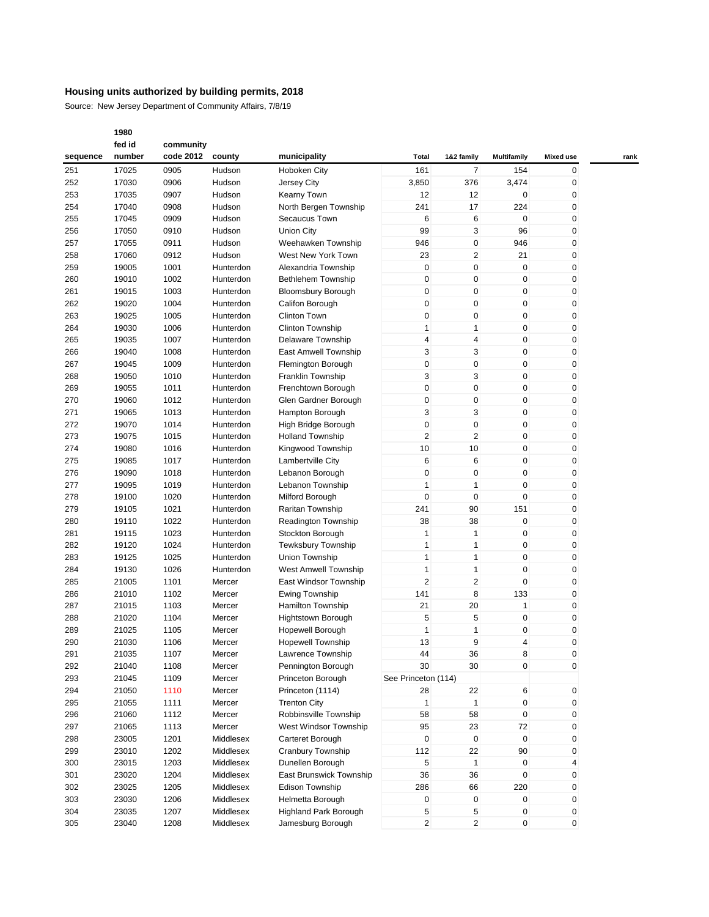**Housing units authorized by building permits, 2018**

Source: New Jersey Department of Community Affairs, 7/8/19

| sequence | 1980 fed id number | community code 2012 | county | municipality | Total | 1&2 family | Multifamily | Mixed use | rank |
|---|---|---|---|---|---|---|---|---|---|
| 251 | 17025 | 0905 | Hudson | Hoboken City | 161 | 7 | 154 | 0 | |
| 252 | 17030 | 0906 | Hudson | Jersey City | 3,850 | 376 | 3,474 | 0 | |
| 253 | 17035 | 0907 | Hudson | Kearny Town | 12 | 12 | 0 | 0 | |
| 254 | 17040 | 0908 | Hudson | North Bergen Township | 241 | 17 | 224 | 0 | |
| 255 | 17045 | 0909 | Hudson | Secaucus Town | 6 | 6 | 0 | 0 | |
| 256 | 17050 | 0910 | Hudson | Union City | 99 | 3 | 96 | 0 | |
| 257 | 17055 | 0911 | Hudson | Weehawken Township | 946 | 0 | 946 | 0 | |
| 258 | 17060 | 0912 | Hudson | West New York Town | 23 | 2 | 21 | 0 | |
| 259 | 19005 | 1001 | Hunterdon | Alexandria Township | 0 | 0 | 0 | 0 | |
| 260 | 19010 | 1002 | Hunterdon | Bethlehem Township | 0 | 0 | 0 | 0 | |
| 261 | 19015 | 1003 | Hunterdon | Bloomsbury Borough | 0 | 0 | 0 | 0 | |
| 262 | 19020 | 1004 | Hunterdon | Califon Borough | 0 | 0 | 0 | 0 | |
| 263 | 19025 | 1005 | Hunterdon | Clinton Town | 0 | 0 | 0 | 0 | |
| 264 | 19030 | 1006 | Hunterdon | Clinton Township | 1 | 1 | 0 | 0 | |
| 265 | 19035 | 1007 | Hunterdon | Delaware Township | 4 | 4 | 0 | 0 | |
| 266 | 19040 | 1008 | Hunterdon | East Amwell Township | 3 | 3 | 0 | 0 | |
| 267 | 19045 | 1009 | Hunterdon | Flemington Borough | 0 | 0 | 0 | 0 | |
| 268 | 19050 | 1010 | Hunterdon | Franklin Township | 3 | 3 | 0 | 0 | |
| 269 | 19055 | 1011 | Hunterdon | Frenchtown Borough | 0 | 0 | 0 | 0 | |
| 270 | 19060 | 1012 | Hunterdon | Glen Gardner Borough | 0 | 0 | 0 | 0 | |
| 271 | 19065 | 1013 | Hunterdon | Hampton Borough | 3 | 3 | 0 | 0 | |
| 272 | 19070 | 1014 | Hunterdon | High Bridge Borough | 0 | 0 | 0 | 0 | |
| 273 | 19075 | 1015 | Hunterdon | Holland Township | 2 | 2 | 0 | 0 | |
| 274 | 19080 | 1016 | Hunterdon | Kingwood Township | 10 | 10 | 0 | 0 | |
| 275 | 19085 | 1017 | Hunterdon | Lambertville City | 6 | 6 | 0 | 0 | |
| 276 | 19090 | 1018 | Hunterdon | Lebanon Borough | 0 | 0 | 0 | 0 | |
| 277 | 19095 | 1019 | Hunterdon | Lebanon Township | 1 | 1 | 0 | 0 | |
| 278 | 19100 | 1020 | Hunterdon | Milford Borough | 0 | 0 | 0 | 0 | |
| 279 | 19105 | 1021 | Hunterdon | Raritan Township | 241 | 90 | 151 | 0 | |
| 280 | 19110 | 1022 | Hunterdon | Readington Township | 38 | 38 | 0 | 0 | |
| 281 | 19115 | 1023 | Hunterdon | Stockton Borough | 1 | 1 | 0 | 0 | |
| 282 | 19120 | 1024 | Hunterdon | Tewksbury Township | 1 | 1 | 0 | 0 | |
| 283 | 19125 | 1025 | Hunterdon | Union Township | 1 | 1 | 0 | 0 | |
| 284 | 19130 | 1026 | Hunterdon | West Amwell Township | 1 | 1 | 0 | 0 | |
| 285 | 21005 | 1101 | Mercer | East Windsor Township | 2 | 2 | 0 | 0 | |
| 286 | 21010 | 1102 | Mercer | Ewing Township | 141 | 8 | 133 | 0 | |
| 287 | 21015 | 1103 | Mercer | Hamilton Township | 21 | 20 | 1 | 0 | |
| 288 | 21020 | 1104 | Mercer | Hightstown Borough | 5 | 5 | 0 | 0 | |
| 289 | 21025 | 1105 | Mercer | Hopewell Borough | 1 | 1 | 0 | 0 | |
| 290 | 21030 | 1106 | Mercer | Hopewell Township | 13 | 9 | 4 | 0 | |
| 291 | 21035 | 1107 | Mercer | Lawrence Township | 44 | 36 | 8 | 0 | |
| 292 | 21040 | 1108 | Mercer | Pennington Borough | 30 | 30 | 0 | 0 | |
| 293 | 21045 | 1109 | Mercer | Princeton Borough | See Princeton (114) | | | | |
| 294 | 21050 | 1110 | Mercer | Princeton (1114) | 28 | 22 | 6 | 0 | |
| 295 | 21055 | 1111 | Mercer | Trenton City | 1 | 1 | 0 | 0 | |
| 296 | 21060 | 1112 | Mercer | Robbinsville Township | 58 | 58 | 0 | 0 | |
| 297 | 21065 | 1113 | Mercer | West Windsor Township | 95 | 23 | 72 | 0 | |
| 298 | 23005 | 1201 | Middlesex | Carteret Borough | 0 | 0 | 0 | 0 | |
| 299 | 23010 | 1202 | Middlesex | Cranbury Township | 112 | 22 | 90 | 0 | |
| 300 | 23015 | 1203 | Middlesex | Dunellen Borough | 5 | 1 | 0 | 4 | |
| 301 | 23020 | 1204 | Middlesex | East Brunswick Township | 36 | 36 | 0 | 0 | |
| 302 | 23025 | 1205 | Middlesex | Edison Township | 286 | 66 | 220 | 0 | |
| 303 | 23030 | 1206 | Middlesex | Helmetta Borough | 0 | 0 | 0 | 0 | |
| 304 | 23035 | 1207 | Middlesex | Highland Park Borough | 5 | 5 | 0 | 0 | |
| 305 | 23040 | 1208 | Middlesex | Jamesburg Borough | 2 | 2 | 0 | 0 | |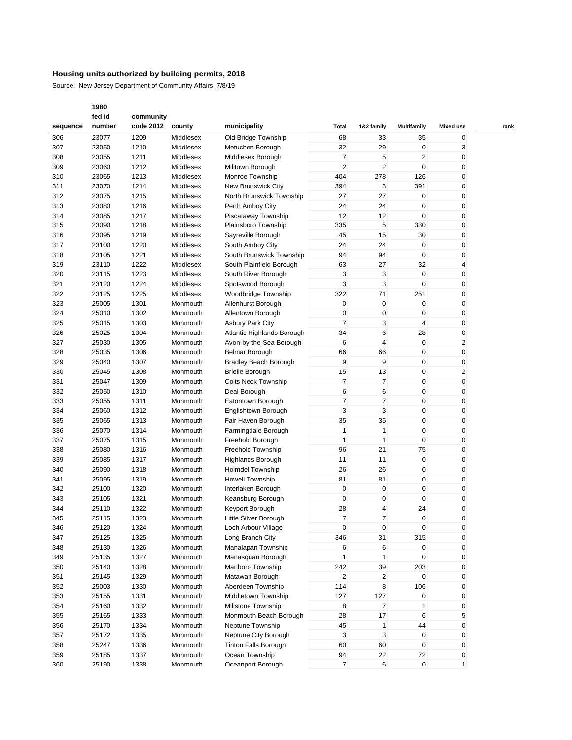**Housing units authorized by building permits, 2018**

Source: New Jersey Department of Community Affairs, 7/8/19

| sequence | 1980 fed id number | community code 2012 | county | municipality | Total | 1&2 family | Multifamily | Mixed use | rank |
|---|---|---|---|---|---|---|---|---|---|
| 306 | 23077 | 1209 | Middlesex | Old Bridge Township | 68 | 33 | 35 | 0 | |
| 307 | 23050 | 1210 | Middlesex | Metuchen Borough | 32 | 29 | 0 | 3 | |
| 308 | 23055 | 1211 | Middlesex | Middlesex Borough | 7 | 5 | 2 | 0 | |
| 309 | 23060 | 1212 | Middlesex | Milltown Borough | 2 | 2 | 0 | 0 | |
| 310 | 23065 | 1213 | Middlesex | Monroe Township | 404 | 278 | 126 | 0 | |
| 311 | 23070 | 1214 | Middlesex | New Brunswick City | 394 | 3 | 391 | 0 | |
| 312 | 23075 | 1215 | Middlesex | North Brunswick Township | 27 | 27 | 0 | 0 | |
| 313 | 23080 | 1216 | Middlesex | Perth Amboy City | 24 | 24 | 0 | 0 | |
| 314 | 23085 | 1217 | Middlesex | Piscataway Township | 12 | 12 | 0 | 0 | |
| 315 | 23090 | 1218 | Middlesex | Plainsboro Township | 335 | 5 | 330 | 0 | |
| 316 | 23095 | 1219 | Middlesex | Sayreville Borough | 45 | 15 | 30 | 0 | |
| 317 | 23100 | 1220 | Middlesex | South Amboy City | 24 | 24 | 0 | 0 | |
| 318 | 23105 | 1221 | Middlesex | South Brunswick Township | 94 | 94 | 0 | 0 | |
| 319 | 23110 | 1222 | Middlesex | South Plainfield Borough | 63 | 27 | 32 | 4 | |
| 320 | 23115 | 1223 | Middlesex | South River Borough | 3 | 3 | 0 | 0 | |
| 321 | 23120 | 1224 | Middlesex | Spotswood Borough | 3 | 3 | 0 | 0 | |
| 322 | 23125 | 1225 | Middlesex | Woodbridge Township | 322 | 71 | 251 | 0 | |
| 323 | 25005 | 1301 | Monmouth | Allenhurst Borough | 0 | 0 | 0 | 0 | |
| 324 | 25010 | 1302 | Monmouth | Allentown Borough | 0 | 0 | 0 | 0 | |
| 325 | 25015 | 1303 | Monmouth | Asbury Park City | 7 | 3 | 4 | 0 | |
| 326 | 25025 | 1304 | Monmouth | Atlantic Highlands Borough | 34 | 6 | 28 | 0 | |
| 327 | 25030 | 1305 | Monmouth | Avon-by-the-Sea Borough | 6 | 4 | 0 | 2 | |
| 328 | 25035 | 1306 | Monmouth | Belmar Borough | 66 | 66 | 0 | 0 | |
| 329 | 25040 | 1307 | Monmouth | Bradley Beach Borough | 9 | 9 | 0 | 0 | |
| 330 | 25045 | 1308 | Monmouth | Brielle Borough | 15 | 13 | 0 | 2 | |
| 331 | 25047 | 1309 | Monmouth | Colts Neck Township | 7 | 7 | 0 | 0 | |
| 332 | 25050 | 1310 | Monmouth | Deal Borough | 6 | 6 | 0 | 0 | |
| 333 | 25055 | 1311 | Monmouth | Eatontown Borough | 7 | 7 | 0 | 0 | |
| 334 | 25060 | 1312 | Monmouth | Englishtown Borough | 3 | 3 | 0 | 0 | |
| 335 | 25065 | 1313 | Monmouth | Fair Haven Borough | 35 | 35 | 0 | 0 | |
| 336 | 25070 | 1314 | Monmouth | Farmingdale Borough | 1 | 1 | 0 | 0 | |
| 337 | 25075 | 1315 | Monmouth | Freehold Borough | 1 | 1 | 0 | 0 | |
| 338 | 25080 | 1316 | Monmouth | Freehold Township | 96 | 21 | 75 | 0 | |
| 339 | 25085 | 1317 | Monmouth | Highlands Borough | 11 | 11 | 0 | 0 | |
| 340 | 25090 | 1318 | Monmouth | Holmdel Township | 26 | 26 | 0 | 0 | |
| 341 | 25095 | 1319 | Monmouth | Howell Township | 81 | 81 | 0 | 0 | |
| 342 | 25100 | 1320 | Monmouth | Interlaken Borough | 0 | 0 | 0 | 0 | |
| 343 | 25105 | 1321 | Monmouth | Keansburg Borough | 0 | 0 | 0 | 0 | |
| 344 | 25110 | 1322 | Monmouth | Keyport Borough | 28 | 4 | 24 | 0 | |
| 345 | 25115 | 1323 | Monmouth | Little Silver Borough | 7 | 7 | 0 | 0 | |
| 346 | 25120 | 1324 | Monmouth | Loch Arbour Village | 0 | 0 | 0 | 0 | |
| 347 | 25125 | 1325 | Monmouth | Long Branch City | 346 | 31 | 315 | 0 | |
| 348 | 25130 | 1326 | Monmouth | Manalapan Township | 6 | 6 | 0 | 0 | |
| 349 | 25135 | 1327 | Monmouth | Manasquan Borough | 1 | 1 | 0 | 0 | |
| 350 | 25140 | 1328 | Monmouth | Marlboro Township | 242 | 39 | 203 | 0 | |
| 351 | 25145 | 1329 | Monmouth | Matawan Borough | 2 | 2 | 0 | 0 | |
| 352 | 25003 | 1330 | Monmouth | Aberdeen Township | 114 | 8 | 106 | 0 | |
| 353 | 25155 | 1331 | Monmouth | Middletown Township | 127 | 127 | 0 | 0 | |
| 354 | 25160 | 1332 | Monmouth | Millstone Township | 8 | 7 | 1 | 0 | |
| 355 | 25165 | 1333 | Monmouth | Monmouth Beach Borough | 28 | 17 | 6 | 5 | |
| 356 | 25170 | 1334 | Monmouth | Neptune Township | 45 | 1 | 44 | 0 | |
| 357 | 25172 | 1335 | Monmouth | Neptune City Borough | 3 | 3 | 0 | 0 | |
| 358 | 25247 | 1336 | Monmouth | Tinton Falls Borough | 60 | 60 | 0 | 0 | |
| 359 | 25185 | 1337 | Monmouth | Ocean Township | 94 | 22 | 72 | 0 | |
| 360 | 25190 | 1338 | Monmouth | Oceanport Borough | 7 | 6 | 0 | 1 | |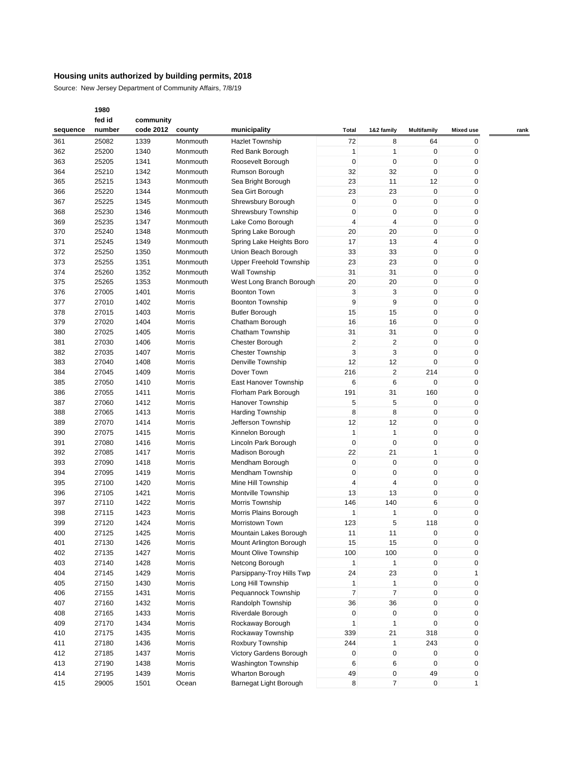## Housing units authorized by building permits, 2018

Source: New Jersey Department of Community Affairs, 7/8/19

| sequence | 1980 fed id number | community code 2012 | county | municipality | Total | 1&2 family | Multifamily | Mixed use | rank |
|---|---|---|---|---|---|---|---|---|---|
| 361 | 25082 | 1339 | Monmouth | Hazlet Township | 72 | 8 | 64 | 0 | |
| 362 | 25200 | 1340 | Monmouth | Red Bank Borough | 1 | 1 | 0 | 0 | |
| 363 | 25205 | 1341 | Monmouth | Roosevelt Borough | 0 | 0 | 0 | 0 | |
| 364 | 25210 | 1342 | Monmouth | Rumson Borough | 32 | 32 | 0 | 0 | |
| 365 | 25215 | 1343 | Monmouth | Sea Bright Borough | 23 | 11 | 12 | 0 | |
| 366 | 25220 | 1344 | Monmouth | Sea Girt Borough | 23 | 23 | 0 | 0 | |
| 367 | 25225 | 1345 | Monmouth | Shrewsbury Borough | 0 | 0 | 0 | 0 | |
| 368 | 25230 | 1346 | Monmouth | Shrewsbury Township | 0 | 0 | 0 | 0 | |
| 369 | 25235 | 1347 | Monmouth | Lake Como Borough | 4 | 4 | 0 | 0 | |
| 370 | 25240 | 1348 | Monmouth | Spring Lake Borough | 20 | 20 | 0 | 0 | |
| 371 | 25245 | 1349 | Monmouth | Spring Lake Heights Boro | 17 | 13 | 4 | 0 | |
| 372 | 25250 | 1350 | Monmouth | Union Beach Borough | 33 | 33 | 0 | 0 | |
| 373 | 25255 | 1351 | Monmouth | Upper Freehold Township | 23 | 23 | 0 | 0 | |
| 374 | 25260 | 1352 | Monmouth | Wall Township | 31 | 31 | 0 | 0 | |
| 375 | 25265 | 1353 | Monmouth | West Long Branch Borough | 20 | 20 | 0 | 0 | |
| 376 | 27005 | 1401 | Morris | Boonton Town | 3 | 3 | 0 | 0 | |
| 377 | 27010 | 1402 | Morris | Boonton Township | 9 | 9 | 0 | 0 | |
| 378 | 27015 | 1403 | Morris | Butler Borough | 15 | 15 | 0 | 0 | |
| 379 | 27020 | 1404 | Morris | Chatham Borough | 16 | 16 | 0 | 0 | |
| 380 | 27025 | 1405 | Morris | Chatham Township | 31 | 31 | 0 | 0 | |
| 381 | 27030 | 1406 | Morris | Chester Borough | 2 | 2 | 0 | 0 | |
| 382 | 27035 | 1407 | Morris | Chester Township | 3 | 3 | 0 | 0 | |
| 383 | 27040 | 1408 | Morris | Denville Township | 12 | 12 | 0 | 0 | |
| 384 | 27045 | 1409 | Morris | Dover Town | 216 | 2 | 214 | 0 | |
| 385 | 27050 | 1410 | Morris | East Hanover Township | 6 | 6 | 0 | 0 | |
| 386 | 27055 | 1411 | Morris | Florham Park Borough | 191 | 31 | 160 | 0 | |
| 387 | 27060 | 1412 | Morris | Hanover Township | 5 | 5 | 0 | 0 | |
| 388 | 27065 | 1413 | Morris | Harding Township | 8 | 8 | 0 | 0 | |
| 389 | 27070 | 1414 | Morris | Jefferson Township | 12 | 12 | 0 | 0 | |
| 390 | 27075 | 1415 | Morris | Kinnelon Borough | 1 | 1 | 0 | 0 | |
| 391 | 27080 | 1416 | Morris | Lincoln Park Borough | 0 | 0 | 0 | 0 | |
| 392 | 27085 | 1417 | Morris | Madison Borough | 22 | 21 | 1 | 0 | |
| 393 | 27090 | 1418 | Morris | Mendham Borough | 0 | 0 | 0 | 0 | |
| 394 | 27095 | 1419 | Morris | Mendham Township | 0 | 0 | 0 | 0 | |
| 395 | 27100 | 1420 | Morris | Mine Hill Township | 4 | 4 | 0 | 0 | |
| 396 | 27105 | 1421 | Morris | Montville Township | 13 | 13 | 0 | 0 | |
| 397 | 27110 | 1422 | Morris | Morris Township | 146 | 140 | 6 | 0 | |
| 398 | 27115 | 1423 | Morris | Morris Plains Borough | 1 | 1 | 0 | 0 | |
| 399 | 27120 | 1424 | Morris | Morristown Town | 123 | 5 | 118 | 0 | |
| 400 | 27125 | 1425 | Morris | Mountain Lakes Borough | 11 | 11 | 0 | 0 | |
| 401 | 27130 | 1426 | Morris | Mount Arlington Borough | 15 | 15 | 0 | 0 | |
| 402 | 27135 | 1427 | Morris | Mount Olive Township | 100 | 100 | 0 | 0 | |
| 403 | 27140 | 1428 | Morris | Netcong Borough | 1 | 1 | 0 | 0 | |
| 404 | 27145 | 1429 | Morris | Parsippany-Troy Hills Twp | 24 | 23 | 0 | 1 | |
| 405 | 27150 | 1430 | Morris | Long Hill Township | 1 | 1 | 0 | 0 | |
| 406 | 27155 | 1431 | Morris | Pequannock Township | 7 | 7 | 0 | 0 | |
| 407 | 27160 | 1432 | Morris | Randolph Township | 36 | 36 | 0 | 0 | |
| 408 | 27165 | 1433 | Morris | Riverdale Borough | 0 | 0 | 0 | 0 | |
| 409 | 27170 | 1434 | Morris | Rockaway Borough | 1 | 1 | 0 | 0 | |
| 410 | 27175 | 1435 | Morris | Rockaway Township | 339 | 21 | 318 | 0 | |
| 411 | 27180 | 1436 | Morris | Roxbury Township | 244 | 1 | 243 | 0 | |
| 412 | 27185 | 1437 | Morris | Victory Gardens Borough | 0 | 0 | 0 | 0 | |
| 413 | 27190 | 1438 | Morris | Washington Township | 6 | 6 | 0 | 0 | |
| 414 | 27195 | 1439 | Morris | Wharton Borough | 49 | 0 | 49 | 0 | |
| 415 | 29005 | 1501 | Ocean | Barnegat Light Borough | 8 | 7 | 0 | 1 | |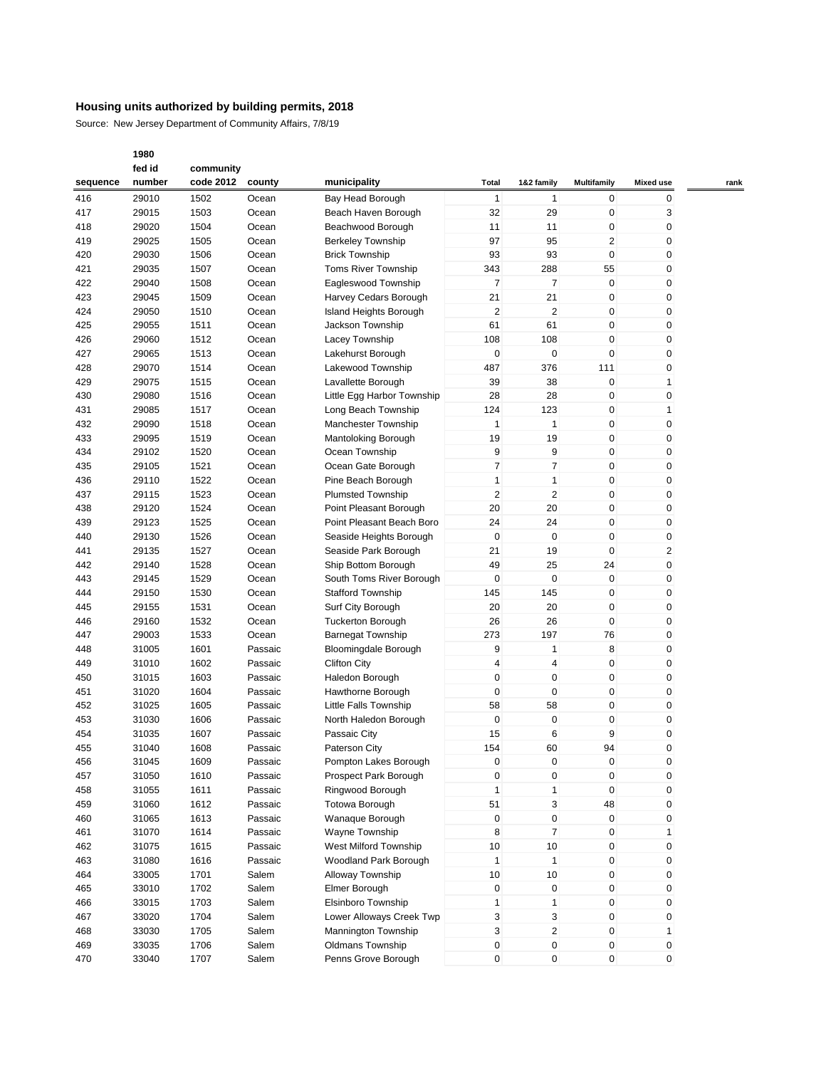**Housing units authorized by building permits, 2018**

Source: New Jersey Department of Community Affairs, 7/8/19

| sequence | 1980 fed id number | community code 2012 | county | municipality | Total | 1&2 family | Multifamily | Mixed use | rank |
|---|---|---|---|---|---|---|---|---|---|
| 416 | 29010 | 1502 | Ocean | Bay Head Borough | 1 | 1 | 0 | 0 | |
| 417 | 29015 | 1503 | Ocean | Beach Haven Borough | 32 | 29 | 0 | 3 | |
| 418 | 29020 | 1504 | Ocean | Beachwood Borough | 11 | 11 | 0 | 0 | |
| 419 | 29025 | 1505 | Ocean | Berkeley Township | 97 | 95 | 2 | 0 | |
| 420 | 29030 | 1506 | Ocean | Brick Township | 93 | 93 | 0 | 0 | |
| 421 | 29035 | 1507 | Ocean | Toms River Township | 343 | 288 | 55 | 0 | |
| 422 | 29040 | 1508 | Ocean | Eagleswood Township | 7 | 7 | 0 | 0 | |
| 423 | 29045 | 1509 | Ocean | Harvey Cedars Borough | 21 | 21 | 0 | 0 | |
| 424 | 29050 | 1510 | Ocean | Island Heights Borough | 2 | 2 | 0 | 0 | |
| 425 | 29055 | 1511 | Ocean | Jackson Township | 61 | 61 | 0 | 0 | |
| 426 | 29060 | 1512 | Ocean | Lacey Township | 108 | 108 | 0 | 0 | |
| 427 | 29065 | 1513 | Ocean | Lakehurst Borough | 0 | 0 | 0 | 0 | |
| 428 | 29070 | 1514 | Ocean | Lakewood Township | 487 | 376 | 111 | 0 | |
| 429 | 29075 | 1515 | Ocean | Lavallette Borough | 39 | 38 | 0 | 1 | |
| 430 | 29080 | 1516 | Ocean | Little Egg Harbor Township | 28 | 28 | 0 | 0 | |
| 431 | 29085 | 1517 | Ocean | Long Beach Township | 124 | 123 | 0 | 1 | |
| 432 | 29090 | 1518 | Ocean | Manchester Township | 1 | 1 | 0 | 0 | |
| 433 | 29095 | 1519 | Ocean | Mantoloking Borough | 19 | 19 | 0 | 0 | |
| 434 | 29102 | 1520 | Ocean | Ocean Township | 9 | 9 | 0 | 0 | |
| 435 | 29105 | 1521 | Ocean | Ocean Gate Borough | 7 | 7 | 0 | 0 | |
| 436 | 29110 | 1522 | Ocean | Pine Beach Borough | 1 | 1 | 0 | 0 | |
| 437 | 29115 | 1523 | Ocean | Plumsted Township | 2 | 2 | 0 | 0 | |
| 438 | 29120 | 1524 | Ocean | Point Pleasant Borough | 20 | 20 | 0 | 0 | |
| 439 | 29123 | 1525 | Ocean | Point Pleasant Beach Boro | 24 | 24 | 0 | 0 | |
| 440 | 29130 | 1526 | Ocean | Seaside Heights Borough | 0 | 0 | 0 | 0 | |
| 441 | 29135 | 1527 | Ocean | Seaside Park Borough | 21 | 19 | 0 | 2 | |
| 442 | 29140 | 1528 | Ocean | Ship Bottom Borough | 49 | 25 | 24 | 0 | |
| 443 | 29145 | 1529 | Ocean | South Toms River Borough | 0 | 0 | 0 | 0 | |
| 444 | 29150 | 1530 | Ocean | Stafford Township | 145 | 145 | 0 | 0 | |
| 445 | 29155 | 1531 | Ocean | Surf City Borough | 20 | 20 | 0 | 0 | |
| 446 | 29160 | 1532 | Ocean | Tuckerton Borough | 26 | 26 | 0 | 0 | |
| 447 | 29003 | 1533 | Ocean | Barnegat Township | 273 | 197 | 76 | 0 | |
| 448 | 31005 | 1601 | Passaic | Bloomingdale Borough | 9 | 1 | 8 | 0 | |
| 449 | 31010 | 1602 | Passaic | Clifton City | 4 | 4 | 0 | 0 | |
| 450 | 31015 | 1603 | Passaic | Haledon Borough | 0 | 0 | 0 | 0 | |
| 451 | 31020 | 1604 | Passaic | Hawthorne Borough | 0 | 0 | 0 | 0 | |
| 452 | 31025 | 1605 | Passaic | Little Falls Township | 58 | 58 | 0 | 0 | |
| 453 | 31030 | 1606 | Passaic | North Haledon Borough | 0 | 0 | 0 | 0 | |
| 454 | 31035 | 1607 | Passaic | Passaic City | 15 | 6 | 9 | 0 | |
| 455 | 31040 | 1608 | Passaic | Paterson City | 154 | 60 | 94 | 0 | |
| 456 | 31045 | 1609 | Passaic | Pompton Lakes Borough | 0 | 0 | 0 | 0 | |
| 457 | 31050 | 1610 | Passaic | Prospect Park Borough | 0 | 0 | 0 | 0 | |
| 458 | 31055 | 1611 | Passaic | Ringwood Borough | 1 | 1 | 0 | 0 | |
| 459 | 31060 | 1612 | Passaic | Totowa Borough | 51 | 3 | 48 | 0 | |
| 460 | 31065 | 1613 | Passaic | Wanaque Borough | 0 | 0 | 0 | 0 | |
| 461 | 31070 | 1614 | Passaic | Wayne Township | 8 | 7 | 0 | 1 | |
| 462 | 31075 | 1615 | Passaic | West Milford Township | 10 | 10 | 0 | 0 | |
| 463 | 31080 | 1616 | Passaic | Woodland Park Borough | 1 | 1 | 0 | 0 | |
| 464 | 33005 | 1701 | Salem | Alloway Township | 10 | 10 | 0 | 0 | |
| 465 | 33010 | 1702 | Salem | Elmer Borough | 0 | 0 | 0 | 0 | |
| 466 | 33015 | 1703 | Salem | Elsinboro Township | 1 | 1 | 0 | 0 | |
| 467 | 33020 | 1704 | Salem | Lower Alloways Creek Twp | 3 | 3 | 0 | 0 | |
| 468 | 33030 | 1705 | Salem | Mannington Township | 3 | 2 | 0 | 1 | |
| 469 | 33035 | 1706 | Salem | Oldmans Township | 0 | 0 | 0 | 0 | |
| 470 | 33040 | 1707 | Salem | Penns Grove Borough | 0 | 0 | 0 | 0 | |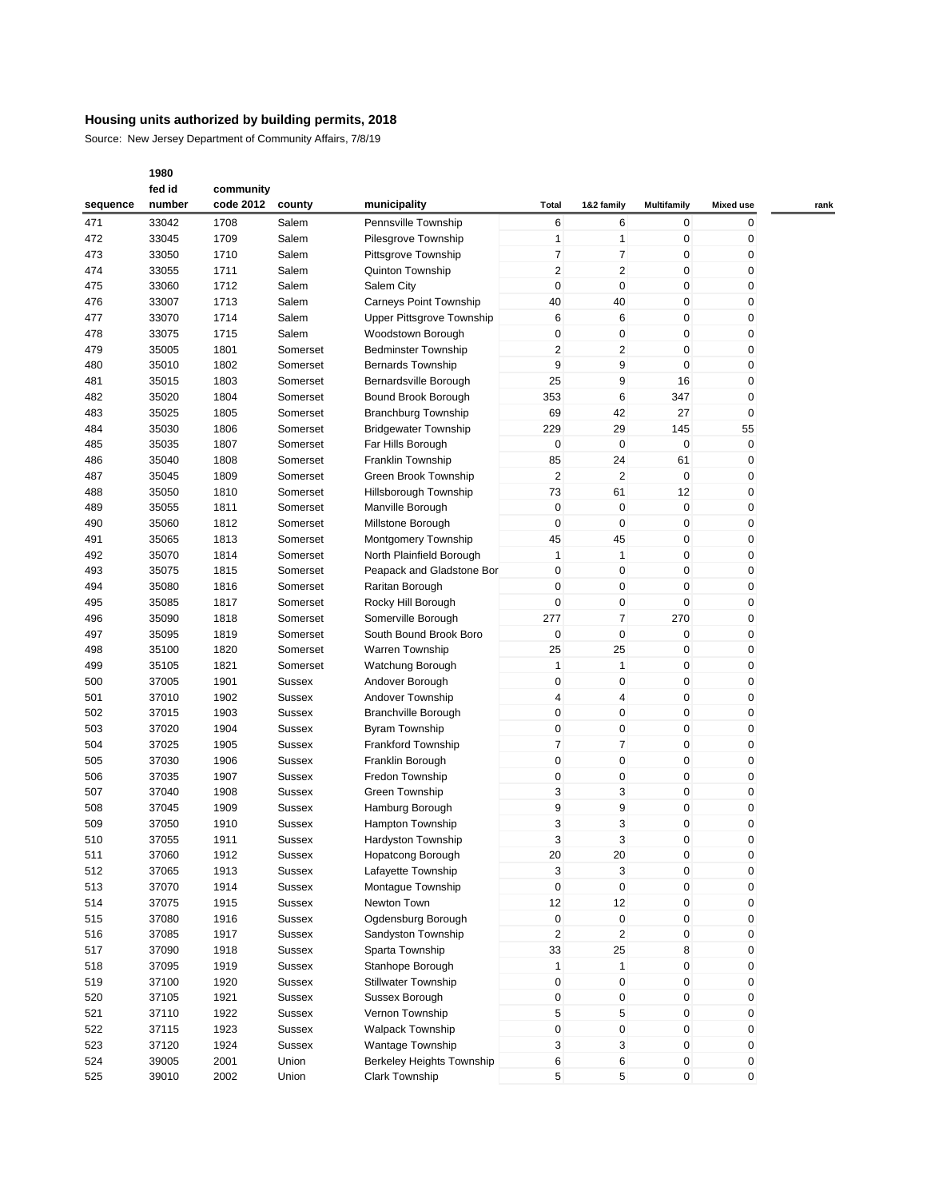**Housing units authorized by building permits, 2018**

Source: New Jersey Department of Community Affairs, 7/8/19

| sequence | 1980 fed id number | community code 2012 | county | municipality | Total | 1&2 family | Multifamily | Mixed use | rank |
|---|---|---|---|---|---|---|---|---|---|
| 471 | 33042 | 1708 | Salem | Pennsville Township | 6 | 6 | 0 | 0 | |
| 472 | 33045 | 1709 | Salem | Pilesgrove Township | 1 | 1 | 0 | 0 | |
| 473 | 33050 | 1710 | Salem | Pittsgrove Township | 7 | 7 | 0 | 0 | |
| 474 | 33055 | 1711 | Salem | Quinton Township | 2 | 2 | 0 | 0 | |
| 475 | 33060 | 1712 | Salem | Salem City | 0 | 0 | 0 | 0 | |
| 476 | 33007 | 1713 | Salem | Carneys Point Township | 40 | 40 | 0 | 0 | |
| 477 | 33070 | 1714 | Salem | Upper Pittsgrove Township | 6 | 6 | 0 | 0 | |
| 478 | 33075 | 1715 | Salem | Woodstown Borough | 0 | 0 | 0 | 0 | |
| 479 | 35005 | 1801 | Somerset | Bedminster Township | 2 | 2 | 0 | 0 | |
| 480 | 35010 | 1802 | Somerset | Bernards Township | 9 | 9 | 0 | 0 | |
| 481 | 35015 | 1803 | Somerset | Bernardsville Borough | 25 | 9 | 16 | 0 | |
| 482 | 35020 | 1804 | Somerset | Bound Brook Borough | 353 | 6 | 347 | 0 | |
| 483 | 35025 | 1805 | Somerset | Branchburg Township | 69 | 42 | 27 | 0 | |
| 484 | 35030 | 1806 | Somerset | Bridgewater Township | 229 | 29 | 145 | 55 | |
| 485 | 35035 | 1807 | Somerset | Far Hills Borough | 0 | 0 | 0 | 0 | |
| 486 | 35040 | 1808 | Somerset | Franklin Township | 85 | 24 | 61 | 0 | |
| 487 | 35045 | 1809 | Somerset | Green Brook Township | 2 | 2 | 0 | 0 | |
| 488 | 35050 | 1810 | Somerset | Hillsborough Township | 73 | 61 | 12 | 0 | |
| 489 | 35055 | 1811 | Somerset | Manville Borough | 0 | 0 | 0 | 0 | |
| 490 | 35060 | 1812 | Somerset | Millstone Borough | 0 | 0 | 0 | 0 | |
| 491 | 35065 | 1813 | Somerset | Montgomery Township | 45 | 45 | 0 | 0 | |
| 492 | 35070 | 1814 | Somerset | North Plainfield Borough | 1 | 1 | 0 | 0 | |
| 493 | 35075 | 1815 | Somerset | Peapack and Gladstone Bor | 0 | 0 | 0 | 0 | |
| 494 | 35080 | 1816 | Somerset | Raritan Borough | 0 | 0 | 0 | 0 | |
| 495 | 35085 | 1817 | Somerset | Rocky Hill Borough | 0 | 0 | 0 | 0 | |
| 496 | 35090 | 1818 | Somerset | Somerville Borough | 277 | 7 | 270 | 0 | |
| 497 | 35095 | 1819 | Somerset | South Bound Brook Boro | 0 | 0 | 0 | 0 | |
| 498 | 35100 | 1820 | Somerset | Warren Township | 25 | 25 | 0 | 0 | |
| 499 | 35105 | 1821 | Somerset | Watchung Borough | 1 | 1 | 0 | 0 | |
| 500 | 37005 | 1901 | Sussex | Andover Borough | 0 | 0 | 0 | 0 | |
| 501 | 37010 | 1902 | Sussex | Andover Township | 4 | 4 | 0 | 0 | |
| 502 | 37015 | 1903 | Sussex | Branchville Borough | 0 | 0 | 0 | 0 | |
| 503 | 37020 | 1904 | Sussex | Byram Township | 0 | 0 | 0 | 0 | |
| 504 | 37025 | 1905 | Sussex | Frankford Township | 7 | 7 | 0 | 0 | |
| 505 | 37030 | 1906 | Sussex | Franklin Borough | 0 | 0 | 0 | 0 | |
| 506 | 37035 | 1907 | Sussex | Fredon Township | 0 | 0 | 0 | 0 | |
| 507 | 37040 | 1908 | Sussex | Green Township | 3 | 3 | 0 | 0 | |
| 508 | 37045 | 1909 | Sussex | Hamburg Borough | 9 | 9 | 0 | 0 | |
| 509 | 37050 | 1910 | Sussex | Hampton Township | 3 | 3 | 0 | 0 | |
| 510 | 37055 | 1911 | Sussex | Hardyston Township | 3 | 3 | 0 | 0 | |
| 511 | 37060 | 1912 | Sussex | Hopatcong Borough | 20 | 20 | 0 | 0 | |
| 512 | 37065 | 1913 | Sussex | Lafayette Township | 3 | 3 | 0 | 0 | |
| 513 | 37070 | 1914 | Sussex | Montague Township | 0 | 0 | 0 | 0 | |
| 514 | 37075 | 1915 | Sussex | Newton Town | 12 | 12 | 0 | 0 | |
| 515 | 37080 | 1916 | Sussex | Ogdensburg Borough | 0 | 0 | 0 | 0 | |
| 516 | 37085 | 1917 | Sussex | Sandyston Township | 2 | 2 | 0 | 0 | |
| 517 | 37090 | 1918 | Sussex | Sparta Township | 33 | 25 | 8 | 0 | |
| 518 | 37095 | 1919 | Sussex | Stanhope Borough | 1 | 1 | 0 | 0 | |
| 519 | 37100 | 1920 | Sussex | Stillwater Township | 0 | 0 | 0 | 0 | |
| 520 | 37105 | 1921 | Sussex | Sussex Borough | 0 | 0 | 0 | 0 | |
| 521 | 37110 | 1922 | Sussex | Vernon Township | 5 | 5 | 0 | 0 | |
| 522 | 37115 | 1923 | Sussex | Walpack Township | 0 | 0 | 0 | 0 | |
| 523 | 37120 | 1924 | Sussex | Wantage Township | 3 | 3 | 0 | 0 | |
| 524 | 39005 | 2001 | Union | Berkeley Heights Township | 6 | 6 | 0 | 0 | |
| 525 | 39010 | 2002 | Union | Clark Township | 5 | 5 | 0 | 0 | |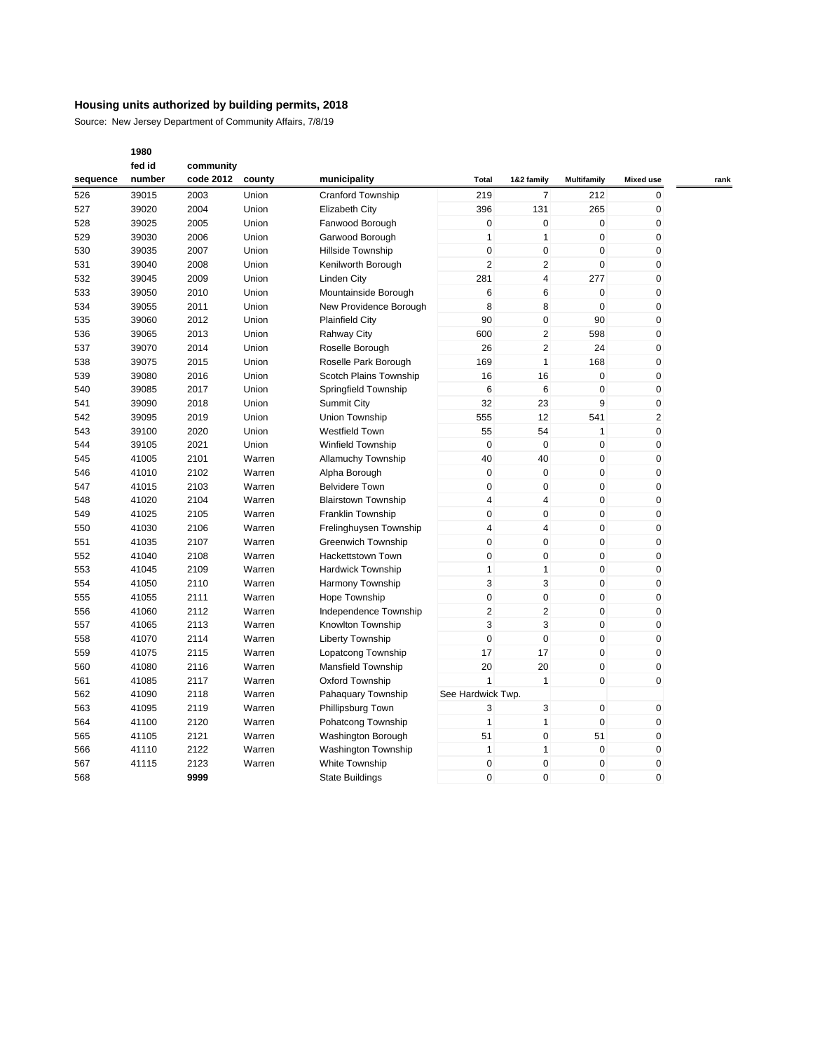## Housing units authorized by building permits, 2018

Source: New Jersey Department of Community Affairs, 7/8/19

| sequence | 1980 fed id number | community code 2012 | county | municipality | Total | 1&2 family | Multifamily | Mixed use | rank |
|---|---|---|---|---|---|---|---|---|---|
| 526 | 39015 | 2003 | Union | Cranford Township | 219 | 7 | 212 | 0 | |
| 527 | 39020 | 2004 | Union | Elizabeth City | 396 | 131 | 265 | 0 | |
| 528 | 39025 | 2005 | Union | Fanwood Borough | 0 | 0 | 0 | 0 | |
| 529 | 39030 | 2006 | Union | Garwood Borough | 1 | 1 | 0 | 0 | |
| 530 | 39035 | 2007 | Union | Hillside Township | 0 | 0 | 0 | 0 | |
| 531 | 39040 | 2008 | Union | Kenilworth Borough | 2 | 2 | 0 | 0 | |
| 532 | 39045 | 2009 | Union | Linden City | 281 | 4 | 277 | 0 | |
| 533 | 39050 | 2010 | Union | Mountainside Borough | 6 | 6 | 0 | 0 | |
| 534 | 39055 | 2011 | Union | New Providence Borough | 8 | 8 | 0 | 0 | |
| 535 | 39060 | 2012 | Union | Plainfield City | 90 | 0 | 90 | 0 | |
| 536 | 39065 | 2013 | Union | Rahway City | 600 | 2 | 598 | 0 | |
| 537 | 39070 | 2014 | Union | Roselle Borough | 26 | 2 | 24 | 0 | |
| 538 | 39075 | 2015 | Union | Roselle Park Borough | 169 | 1 | 168 | 0 | |
| 539 | 39080 | 2016 | Union | Scotch Plains Township | 16 | 16 | 0 | 0 | |
| 540 | 39085 | 2017 | Union | Springfield Township | 6 | 6 | 0 | 0 | |
| 541 | 39090 | 2018 | Union | Summit City | 32 | 23 | 9 | 0 | |
| 542 | 39095 | 2019 | Union | Union Township | 555 | 12 | 541 | 2 | |
| 543 | 39100 | 2020 | Union | Westfield Town | 55 | 54 | 1 | 0 | |
| 544 | 39105 | 2021 | Union | Winfield Township | 0 | 0 | 0 | 0 | |
| 545 | 41005 | 2101 | Warren | Allamuchy Township | 40 | 40 | 0 | 0 | |
| 546 | 41010 | 2102 | Warren | Alpha Borough | 0 | 0 | 0 | 0 | |
| 547 | 41015 | 2103 | Warren | Belvidere Town | 0 | 0 | 0 | 0 | |
| 548 | 41020 | 2104 | Warren | Blairstown Township | 4 | 4 | 0 | 0 | |
| 549 | 41025 | 2105 | Warren | Franklin Township | 0 | 0 | 0 | 0 | |
| 550 | 41030 | 2106 | Warren | Frelinghuysen Township | 4 | 4 | 0 | 0 | |
| 551 | 41035 | 2107 | Warren | Greenwich Township | 0 | 0 | 0 | 0 | |
| 552 | 41040 | 2108 | Warren | Hackettstown Town | 0 | 0 | 0 | 0 | |
| 553 | 41045 | 2109 | Warren | Hardwick Township | 1 | 1 | 0 | 0 | |
| 554 | 41050 | 2110 | Warren | Harmony Township | 3 | 3 | 0 | 0 | |
| 555 | 41055 | 2111 | Warren | Hope Township | 0 | 0 | 0 | 0 | |
| 556 | 41060 | 2112 | Warren | Independence Township | 2 | 2 | 0 | 0 | |
| 557 | 41065 | 2113 | Warren | Knowlton Township | 3 | 3 | 0 | 0 | |
| 558 | 41070 | 2114 | Warren | Liberty Township | 0 | 0 | 0 | 0 | |
| 559 | 41075 | 2115 | Warren | Lopatcong Township | 17 | 17 | 0 | 0 | |
| 560 | 41080 | 2116 | Warren | Mansfield Township | 20 | 20 | 0 | 0 | |
| 561 | 41085 | 2117 | Warren | Oxford Township | 1 | 1 | 0 | 0 | |
| 562 | 41090 | 2118 | Warren | Pahaquary Township | See Hardwick Twp. | | | | |
| 563 | 41095 | 2119 | Warren | Phillipsburg Town | 3 | 3 | 0 | 0 | |
| 564 | 41100 | 2120 | Warren | Pohatcong Township | 1 | 1 | 0 | 0 | |
| 565 | 41105 | 2121 | Warren | Washington Borough | 51 | 0 | 51 | 0 | |
| 566 | 41110 | 2122 | Warren | Washington Township | 1 | 1 | 0 | 0 | |
| 567 | 41115 | 2123 | Warren | White Township | 0 | 0 | 0 | 0 | |
| 568 | | **9999** | | State Buildings | 0 | 0 | 0 | 0 | |